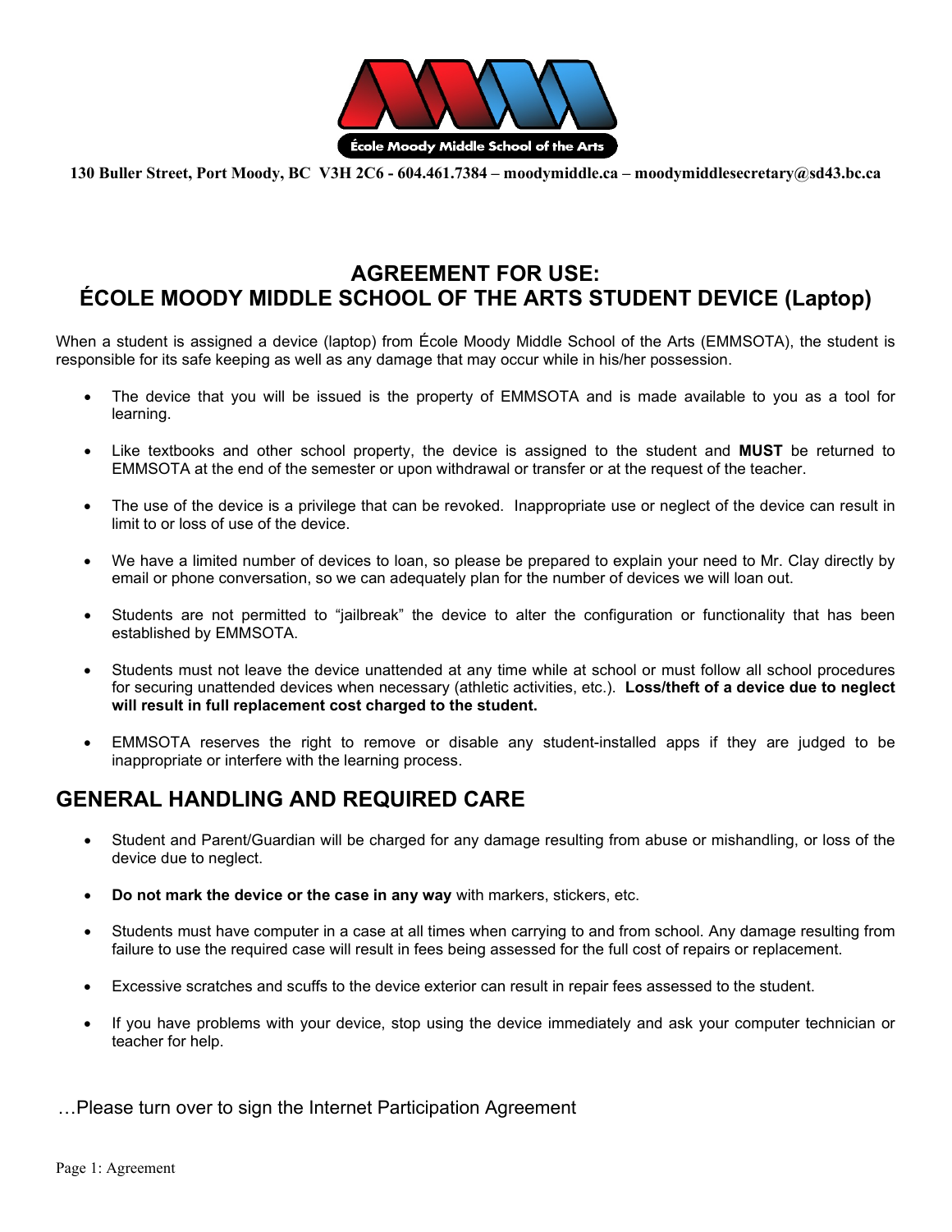École Moody Middle School of the Arts

**130 Buller Street, Port Moody, BC V3H 2C6 - 604.461.7384 – moodymiddle.ca – moodymiddlesecretary@sd43.bc.ca**

# AGREEMENT FOR USE: ÉCOLE MOODY MIDDLE SCHOOL OF THE ARTS STUDENT DEVICE (Laptop)

When a student is assigned a device (laptop) from École Moody Middle School of the Arts (EMMSOTA), the student is responsible for its safe keeping as well as any damage that may occur while in his/her possession.

- The device that you will be issued is the property of EMMSOTA and is made available to you as a tool for learning.
- Like textbooks and other school property, the device is assigned to the student and **MUST** be returned to EMMSOTA at the end of the semester or upon withdrawal or transfer or at the request of the teacher.
- The use of the device is a privilege that can be revoked. Inappropriate use or neglect of the device can result in limit to or loss of use of the device.
- We have a limited number of devices to loan, so please be prepared to explain your need to Mr. Clay directly by email or phone conversation, so we can adequately plan for the number of devices we will loan out.
- Students are not permitted to "jailbreak" the device to alter the configuration or functionality that has been established by EMMSOTA.
- Students must not leave the device unattended at any time while at school or must follow all school procedures for securing unattended devices when necessary (athletic activities, etc.). **Loss/theft of a device due to neglect will result in full replacement cost charged to the student.**
- EMMSOTA reserves the right to remove or disable any student-installed apps if they are judged to be inappropriate or interfere with the learning process.

## GENERAL HANDLING AND REQUIRED CARE

- Student and Parent/Guardian will be charged for any damage resulting from abuse or mishandling, or loss of the device due to neglect.
- **Do not mark the device or the case in any way** with markers, stickers, etc.
- Students must have computer in a case at all times when carrying to and from school. Any damage resulting from failure to use the required case will result in fees being assessed for the full cost of repairs or replacement.
- Excessive scratches and scuffs to the device exterior can result in repair fees assessed to the student.
- If you have problems with your device, stop using the device immediately and ask your computer technician or teacher for help.

…Please turn over to sign the Internet Participation Agreement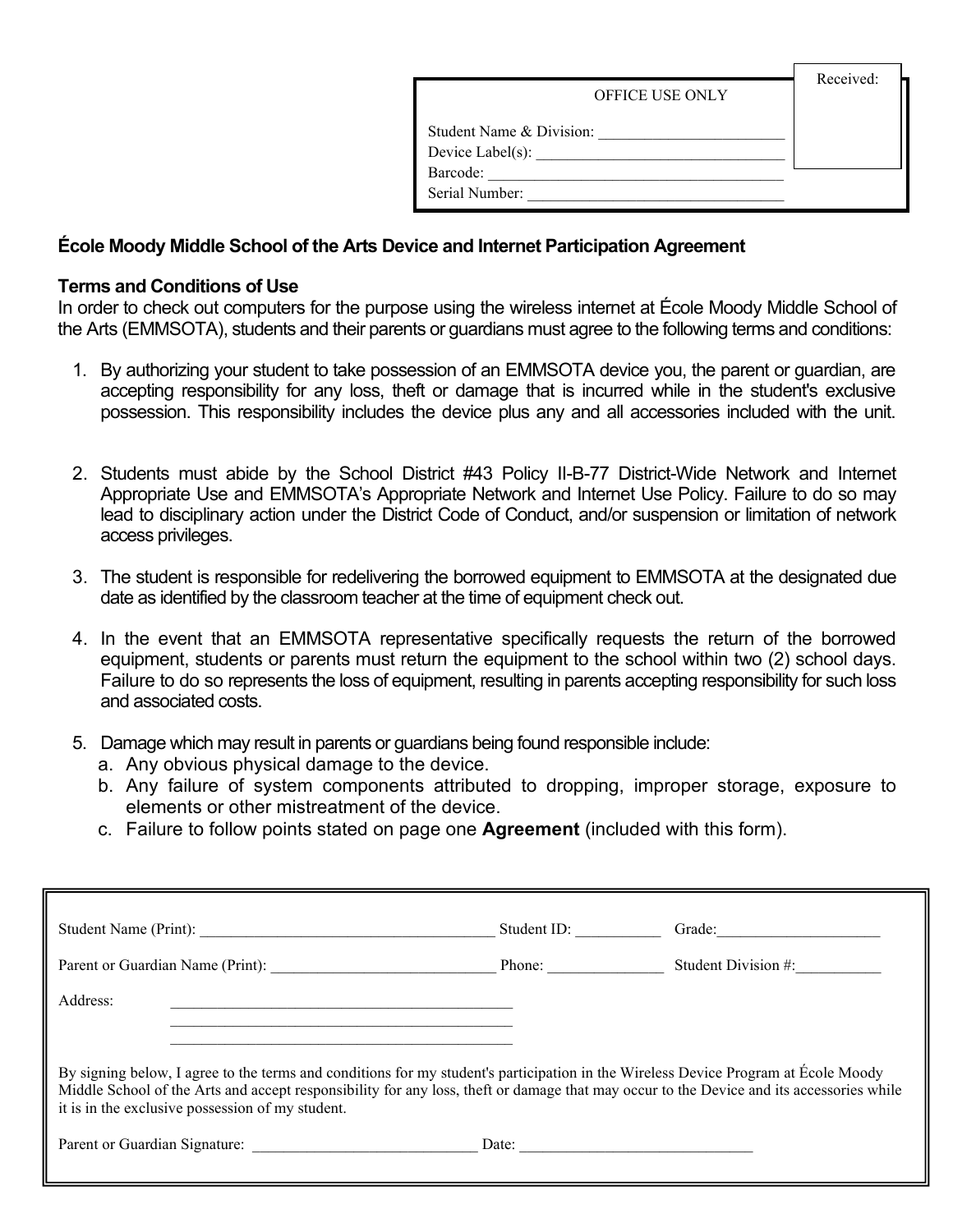| OFFICE USE ONLY | Received: |
| --- | --- |
| Student Name & Division: ________________________ | |
| Device Label(s): ________________________________ | |
| Barcode: ______________________________________ | |
| Serial Number: __________________________________ | |

**École Moody Middle School of the Arts Device and Internet Participation Agreement**

**Terms and Conditions of Use**

In order to check out computers for the purpose using the wireless internet at École Moody Middle School of the Arts (EMMSOTA), students and their parents or guardians must agree to the following terms and conditions:

1. By authorizing your student to take possession of an EMMSOTA device you, the parent or guardian, are accepting responsibility for any loss, theft or damage that is incurred while in the student's exclusive possession. This responsibility includes the device plus any and all accessories included with the unit.

2. Students must abide by the School District #43 Policy II-B-77 District-Wide Network and Internet Appropriate Use and EMMSOTA's Appropriate Network and Internet Use Policy. Failure to do so may lead to disciplinary action under the District Code of Conduct, and/or suspension or limitation of network access privileges.

3. The student is responsible for redelivering the borrowed equipment to EMMSOTA at the designated due date as identified by the classroom teacher at the time of equipment check out.

4. In the event that an EMMSOTA representative specifically requests the return of the borrowed equipment, students or parents must return the equipment to the school within two (2) school days. Failure to do so represents the loss of equipment, resulting in parents accepting responsibility for such loss and associated costs.

5. Damage which may result in parents or guardians being found responsible include:
   a. Any obvious physical damage to the device.
   b. Any failure of system components attributed to dropping, improper storage, exposure to elements or other mistreatment of the device.
   c. Failure to follow points stated on page one **Agreement** (included with this form).

---

Student Name (Print): ______________________________________ Student ID: ___________ Grade: _____________________

Parent or Guardian Name (Print): _____________________________ Phone: _______________ Student Division #: ___________

Address: ______________________________________________
______________________________________________
______________________________________________

By signing below, I agree to the terms and conditions for my student's participation in the Wireless Device Program at École Moody Middle School of the Arts and accept responsibility for any loss, theft or damage that may occur to the Device and its accessories while it is in the exclusive possession of my student.

Parent or Guardian Signature: _____________________________ Date: ______________________________